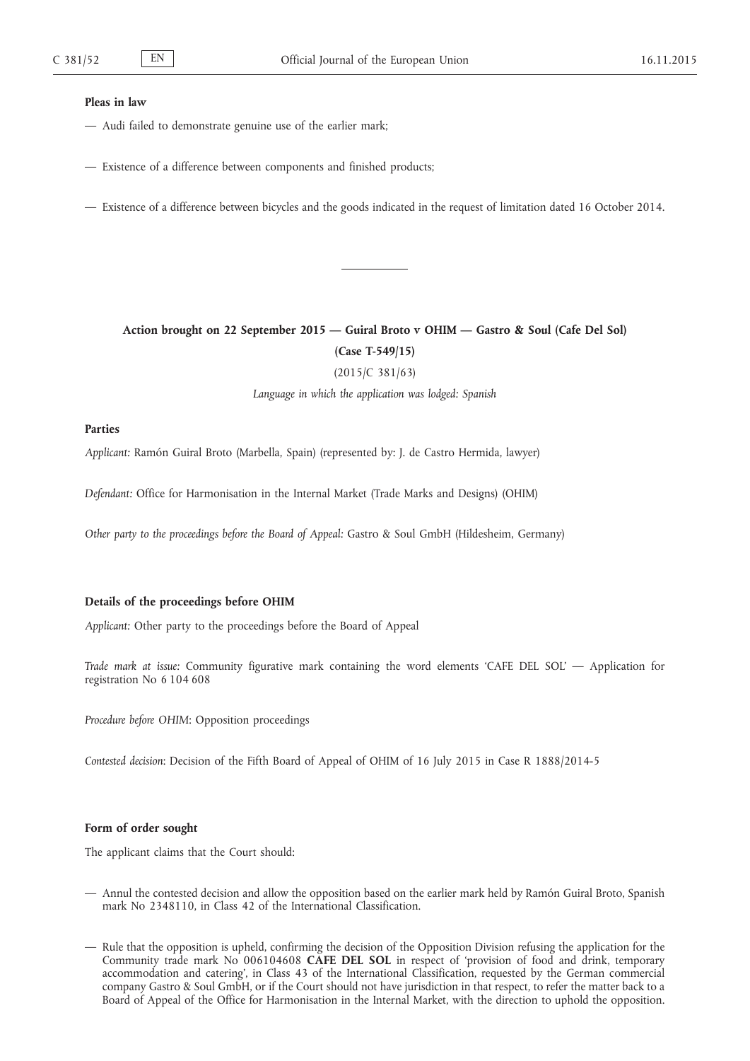**Pleas in law**

— Audi failed to demonstrate genuine use of the earlier mark;

— Existence of a difference between components and finished products;

— Existence of a difference between bicycles and the goods indicated in the request of limitation dated 16 October 2014.

---

## Action brought on 22 September 2015 — Guiral Broto v OHIM — Gastro & Soul (Cafe Del Sol)

## (Case T-549/15)

(2015/C 381/63)

*Language in which the application was lodged: Spanish*

### Parties

*Applicant:* Ramón Guiral Broto (Marbella, Spain) (represented by: J. de Castro Hermida, lawyer)

*Defendant:* Office for Harmonisation in the Internal Market (Trade Marks and Designs) (OHIM)

*Other party to the proceedings before the Board of Appeal:* Gastro & Soul GmbH (Hildesheim, Germany)

### Details of the proceedings before OHIM

*Applicant:* Other party to the proceedings before the Board of Appeal

*Trade mark at issue:* Community figurative mark containing the word elements 'CAFE DEL SOL' — Application for registration No 6 104 608

*Procedure before OHIM*: Opposition proceedings

*Contested decision*: Decision of the Fifth Board of Appeal of OHIM of 16 July 2015 in Case R 1888/2014-5

### Form of order sought

The applicant claims that the Court should:

— Annul the contested decision and allow the opposition based on the earlier mark held by Ramón Guiral Broto, Spanish mark No 2348110, in Class 42 of the International Classification.

— Rule that the opposition is upheld, confirming the decision of the Opposition Division refusing the application for the Community trade mark No 006104608 **CAFE DEL SOL** in respect of 'provision of food and drink, temporary accommodation and catering', in Class 43 of the International Classification, requested by the German commercial company Gastro & Soul GmbH, or if the Court should not have jurisdiction in that respect, to refer the matter back to a Board of Appeal of the Office for Harmonisation in the Internal Market, with the direction to uphold the opposition.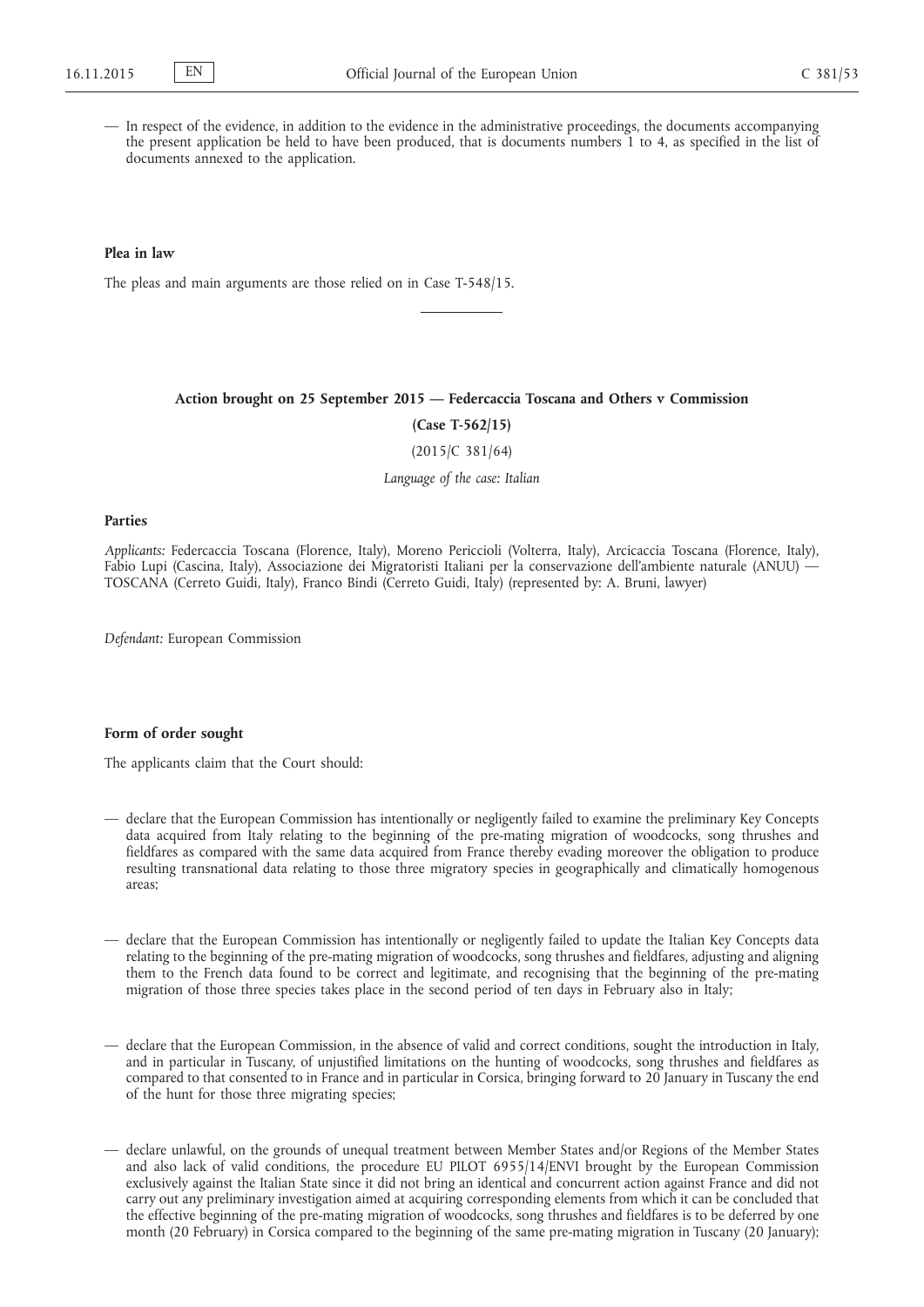— In respect of the evidence, in addition to the evidence in the administrative proceedings, the documents accompanying the present application be held to have been produced, that is documents numbers 1 to 4, as specified in the list of documents annexed to the application.

**Plea in law**

The pleas and main arguments are those relied on in Case T-548/15.

---

**Action brought on 25 September 2015 — Federcaccia Toscana and Others v Commission**

**(Case T-562/15)**

(2015/C 381/64)

*Language of the case: Italian*

**Parties**

*Applicants:* Federcaccia Toscana (Florence, Italy), Moreno Periccioli (Volterra, Italy), Arcicaccia Toscana (Florence, Italy), Fabio Lupi (Cascina, Italy), Associazione dei Migratoristi Italiani per la conservazione dell'ambiente naturale (ANUU) — TOSCANA (Cerreto Guidi, Italy), Franco Bindi (Cerreto Guidi, Italy) (represented by: A. Bruni, lawyer)

*Defendant:* European Commission

**Form of order sought**

The applicants claim that the Court should:

— declare that the European Commission has intentionally or negligently failed to examine the preliminary Key Concepts data acquired from Italy relating to the beginning of the pre-mating migration of woodcocks, song thrushes and fieldfares as compared with the same data acquired from France thereby evading moreover the obligation to produce resulting transnational data relating to those three migratory species in geographically and climatically homogenous areas;

— declare that the European Commission has intentionally or negligently failed to update the Italian Key Concepts data relating to the beginning of the pre-mating migration of woodcocks, song thrushes and fieldfares, adjusting and aligning them to the French data found to be correct and legitimate, and recognising that the beginning of the pre-mating migration of those three species takes place in the second period of ten days in February also in Italy;

— declare that the European Commission, in the absence of valid and correct conditions, sought the introduction in Italy, and in particular in Tuscany, of unjustified limitations on the hunting of woodcocks, song thrushes and fieldfares as compared to that consented to in France and in particular in Corsica, bringing forward to 20 January in Tuscany the end of the hunt for those three migrating species;

— declare unlawful, on the grounds of unequal treatment between Member States and/or Regions of the Member States and also lack of valid conditions, the procedure EU PILOT 6955/14/ENVI brought by the European Commission exclusively against the Italian State since it did not bring an identical and concurrent action against France and did not carry out any preliminary investigation aimed at acquiring corresponding elements from which it can be concluded that the effective beginning of the pre-mating migration of woodcocks, song thrushes and fieldfares is to be deferred by one month (20 February) in Corsica compared to the beginning of the same pre-mating migration in Tuscany (20 January);